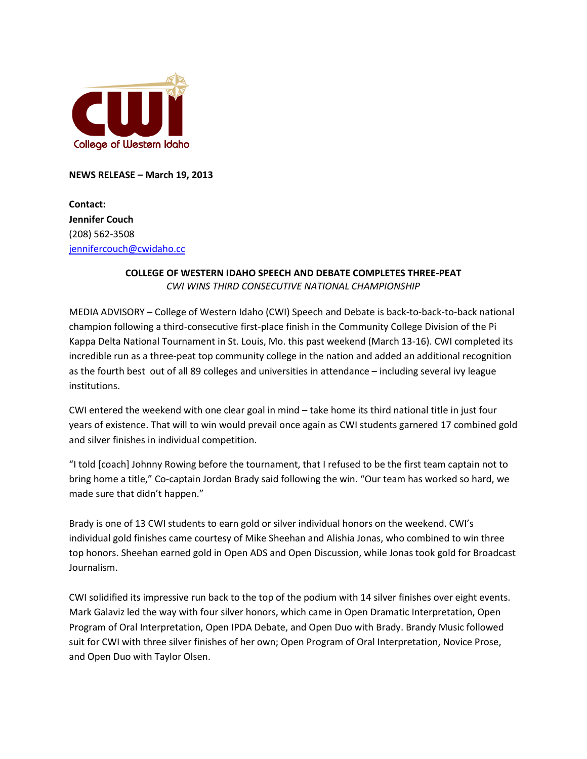College of Western Idaho

**NEWS RELEASE – March 19, 2013**

**Contact:**
**Jennifer Couch**
(208) 562-3508
jennifercouch@cwidaho.cc

**COLLEGE OF WESTERN IDAHO SPEECH AND DEBATE COMPLETES THREE-PEAT**
*CWI WINS THIRD CONSECUTIVE NATIONAL CHAMPIONSHIP*

MEDIA ADVISORY – College of Western Idaho (CWI) Speech and Debate is back-to-back-to-back national champion following a third-consecutive first-place finish in the Community College Division of the Pi Kappa Delta National Tournament in St. Louis, Mo. this past weekend (March 13-16). CWI completed its incredible run as a three-peat top community college in the nation and added an additional recognition as the fourth best out of all 89 colleges and universities in attendance – including several ivy league institutions.

CWI entered the weekend with one clear goal in mind – take home its third national title in just four years of existence. That will to win would prevail once again as CWI students garnered 17 combined gold and silver finishes in individual competition.

"I told [coach] Johnny Rowing before the tournament, that I refused to be the first team captain not to bring home a title," Co-captain Jordan Brady said following the win. "Our team has worked so hard, we made sure that didn't happen."

Brady is one of 13 CWI students to earn gold or silver individual honors on the weekend. CWI's individual gold finishes came courtesy of Mike Sheehan and Alishia Jonas, who combined to win three top honors. Sheehan earned gold in Open ADS and Open Discussion, while Jonas took gold for Broadcast Journalism.

CWI solidified its impressive run back to the top of the podium with 14 silver finishes over eight events. Mark Galaviz led the way with four silver honors, which came in Open Dramatic Interpretation, Open Program of Oral Interpretation, Open IPDA Debate, and Open Duo with Brady. Brandy Music followed suit for CWI with three silver finishes of her own; Open Program of Oral Interpretation, Novice Prose, and Open Duo with Taylor Olsen.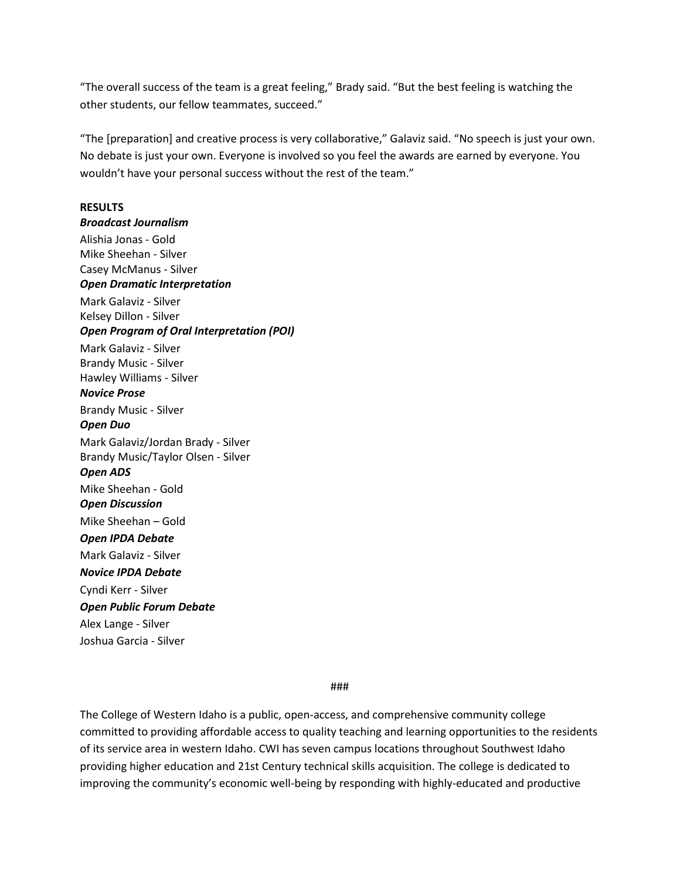"The overall success of the team is a great feeling," Brady said. "But the best feeling is watching the other students, our fellow teammates, succeed."

"The [preparation] and creative process is very collaborative," Galaviz said. "No speech is just your own. No debate is just your own. Everyone is involved so you feel the awards are earned by everyone. You wouldn't have your personal success without the rest of the team."

**RESULTS**

***Broadcast Journalism***

Alishia Jonas - Gold
Mike Sheehan - Silver
Casey McManus - Silver

***Open Dramatic Interpretation***

Mark Galaviz - Silver
Kelsey Dillon - Silver

***Open Program of Oral Interpretation (POI)***

Mark Galaviz - Silver
Brandy Music - Silver
Hawley Williams - Silver

***Novice Prose***

Brandy Music - Silver

***Open Duo***

Mark Galaviz/Jordan Brady - Silver
Brandy Music/Taylor Olsen - Silver

***Open ADS***

Mike Sheehan - Gold

***Open Discussion***

Mike Sheehan – Gold

***Open IPDA Debate***

Mark Galaviz - Silver

***Novice IPDA Debate***

Cyndi Kerr - Silver

***Open Public Forum Debate***

Alex Lange - Silver
Joshua Garcia - Silver

###

The College of Western Idaho is a public, open-access, and comprehensive community college committed to providing affordable access to quality teaching and learning opportunities to the residents of its service area in western Idaho. CWI has seven campus locations throughout Southwest Idaho providing higher education and 21st Century technical skills acquisition. The college is dedicated to improving the community's economic well-being by responding with highly-educated and productive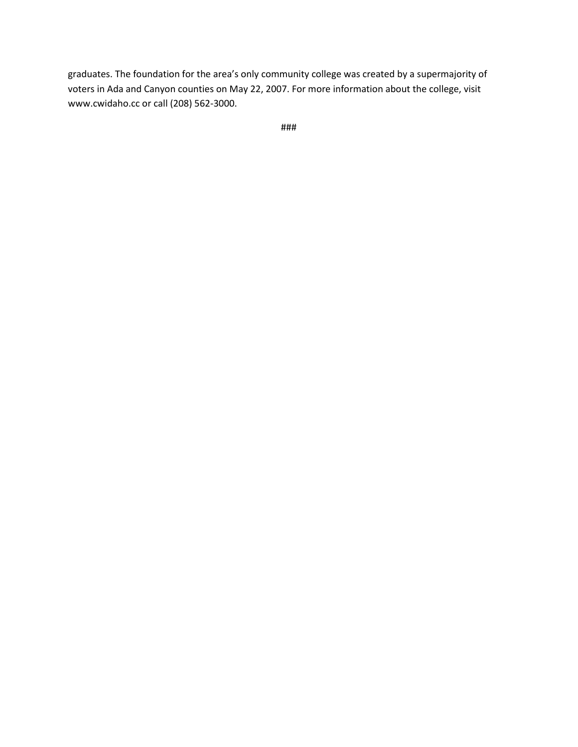graduates. The foundation for the area's only community college was created by a supermajority of voters in Ada and Canyon counties on May 22, 2007. For more information about the college, visit www.cwidaho.cc or call (208) 562-3000.

###